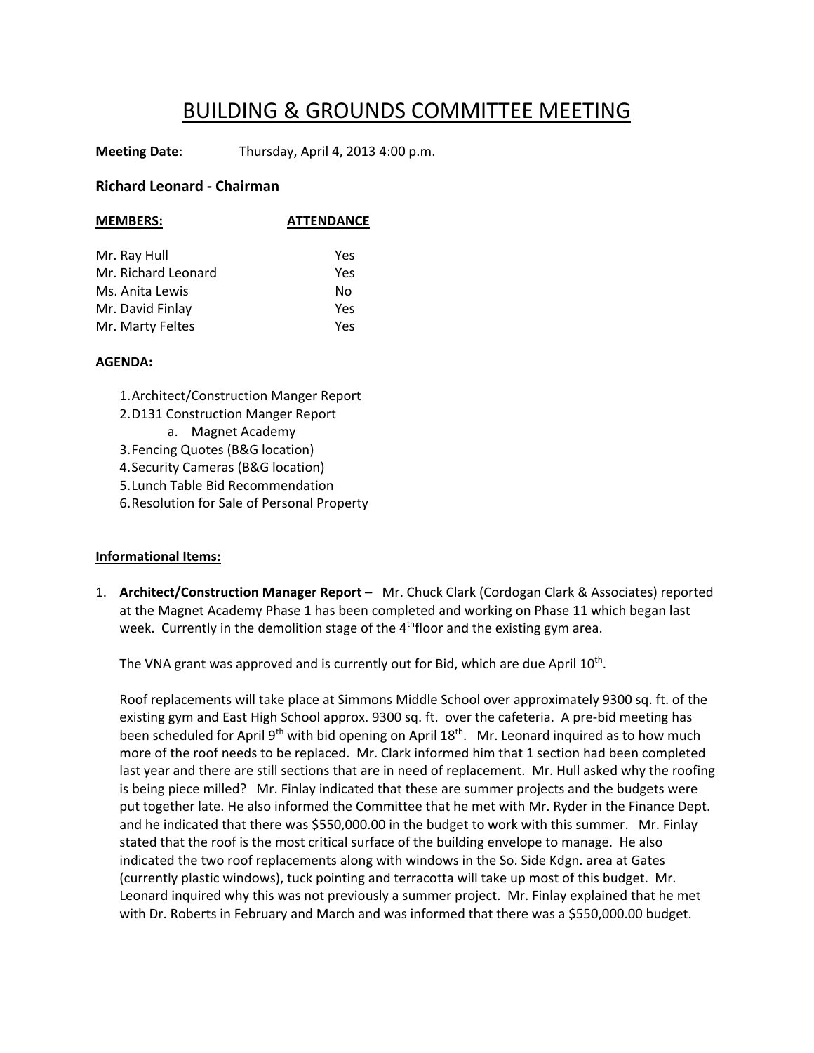# BUILDING & GROUNDS COMMITTEE MEETING

**Meeting Date**: Thursday, April 4, 2013 4:00 p.m.

### Richard Leonard - Chairman

| **MEMBERS:** | **ATTENDANCE** |
|---|---|
| Mr. Ray Hull | Yes |
| Mr. Richard Leonard | Yes |
| Ms. Anita Lewis | No |
| Mr. David Finlay | Yes |
| Mr. Marty Feltes | Yes |

**AGENDA:**

1. Architect/Construction Manger Report
2. D131 Construction Manger Report
   a. Magnet Academy
3. Fencing Quotes (B&G location)
4. Security Cameras (B&G location)
5. Lunch Table Bid Recommendation
6. Resolution for Sale of Personal Property

**Informational Items:**

1. **Architect/Construction Manager Report –** Mr. Chuck Clark (Cordogan Clark & Associates) reported at the Magnet Academy Phase 1 has been completed and working on Phase 11 which began last week. Currently in the demolition stage of the 4th floor and the existing gym area.

   The VNA grant was approved and is currently out for Bid, which are due April 10th.

   Roof replacements will take place at Simmons Middle School over approximately 9300 sq. ft. of the existing gym and East High School approx. 9300 sq. ft. over the cafeteria. A pre-bid meeting has been scheduled for April 9th with bid opening on April 18th. Mr. Leonard inquired as to how much more of the roof needs to be replaced. Mr. Clark informed him that 1 section had been completed last year and there are still sections that are in need of replacement. Mr. Hull asked why the roofing is being piece milled? Mr. Finlay indicated that these are summer projects and the budgets were put together late. He also informed the Committee that he met with Mr. Ryder in the Finance Dept. and he indicated that there was $550,000.00 in the budget to work with this summer. Mr. Finlay stated that the roof is the most critical surface of the building envelope to manage. He also indicated the two roof replacements along with windows in the So. Side Kdgn. area at Gates (currently plastic windows), tuck pointing and terracotta will take up most of this budget. Mr. Leonard inquired why this was not previously a summer project. Mr. Finlay explained that he met with Dr. Roberts in February and March and was informed that there was a $550,000.00 budget.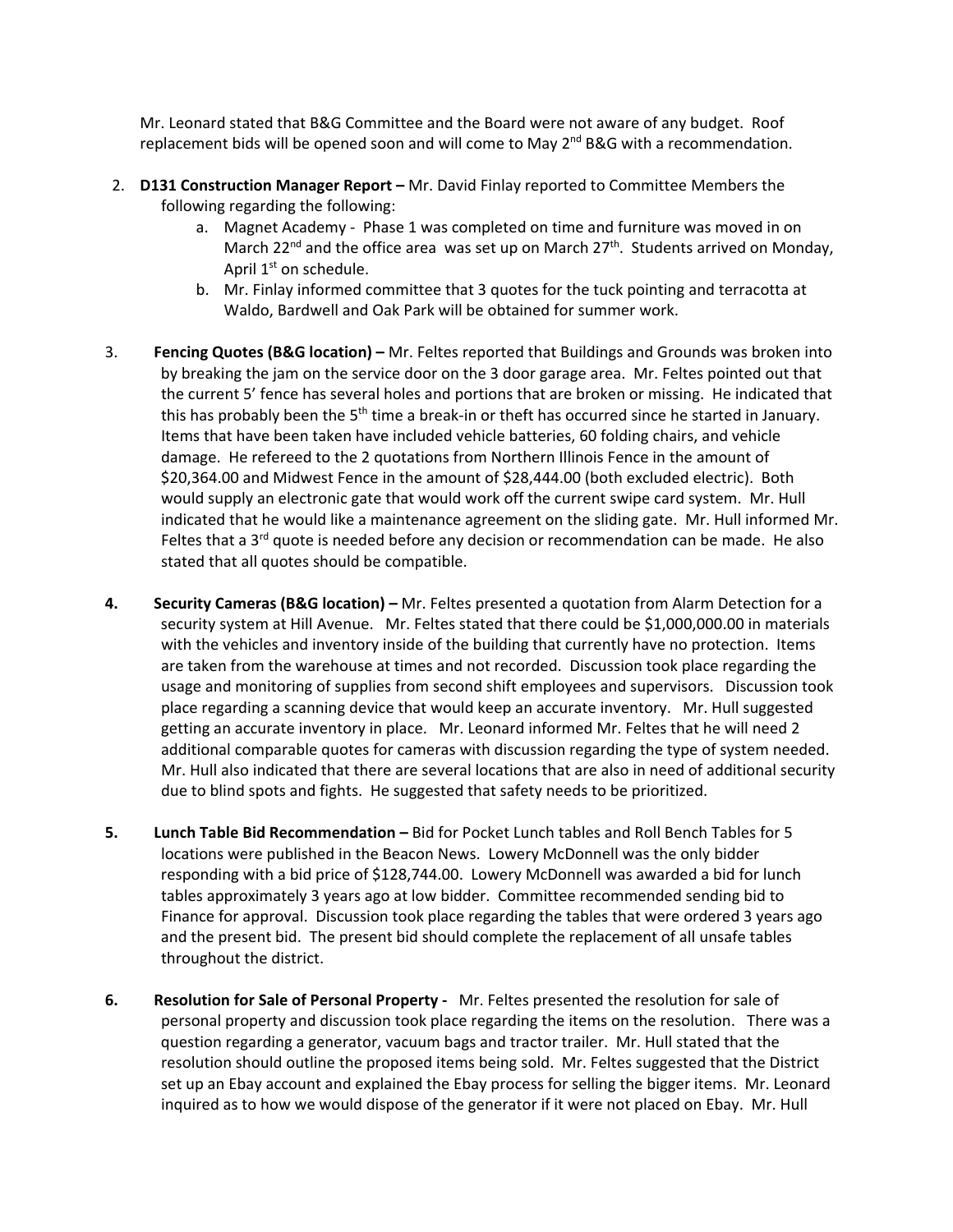Mr. Leonard stated that B&G Committee and the Board were not aware of any budget. Roof replacement bids will be opened soon and will come to May 2nd B&G with a recommendation.

2. **D131 Construction Manager Report –** Mr. David Finlay reported to Committee Members the following regarding the following:
   a. Magnet Academy - Phase 1 was completed on time and furniture was moved in on March 22nd and the office area was set up on March 27th. Students arrived on Monday, April 1st on schedule.
   b. Mr. Finlay informed committee that 3 quotes for the tuck pointing and terracotta at Waldo, Bardwell and Oak Park will be obtained for summer work.

3. **Fencing Quotes (B&G location) –** Mr. Feltes reported that Buildings and Grounds was broken into by breaking the jam on the service door on the 3 door garage area. Mr. Feltes pointed out that the current 5' fence has several holes and portions that are broken or missing. He indicated that this has probably been the 5th time a break-in or theft has occurred since he started in January. Items that have been taken have included vehicle batteries, 60 folding chairs, and vehicle damage. He refereed to the 2 quotations from Northern Illinois Fence in the amount of $20,364.00 and Midwest Fence in the amount of $28,444.00 (both excluded electric). Both would supply an electronic gate that would work off the current swipe card system. Mr. Hull indicated that he would like a maintenance agreement on the sliding gate. Mr. Hull informed Mr. Feltes that a 3rd quote is needed before any decision or recommendation can be made. He also stated that all quotes should be compatible.

4. **Security Cameras (B&G location) –** Mr. Feltes presented a quotation from Alarm Detection for a security system at Hill Avenue. Mr. Feltes stated that there could be $1,000,000.00 in materials with the vehicles and inventory inside of the building that currently have no protection. Items are taken from the warehouse at times and not recorded. Discussion took place regarding the usage and monitoring of supplies from second shift employees and supervisors. Discussion took place regarding a scanning device that would keep an accurate inventory. Mr. Hull suggested getting an accurate inventory in place. Mr. Leonard informed Mr. Feltes that he will need 2 additional comparable quotes for cameras with discussion regarding the type of system needed. Mr. Hull also indicated that there are several locations that are also in need of additional security due to blind spots and fights. He suggested that safety needs to be prioritized.

5. **Lunch Table Bid Recommendation –** Bid for Pocket Lunch tables and Roll Bench Tables for 5 locations were published in the Beacon News. Lowery McDonnell was the only bidder responding with a bid price of $128,744.00. Lowery McDonnell was awarded a bid for lunch tables approximately 3 years ago at low bidder. Committee recommended sending bid to Finance for approval. Discussion took place regarding the tables that were ordered 3 years ago and the present bid. The present bid should complete the replacement of all unsafe tables throughout the district.

6. **Resolution for Sale of Personal Property -** Mr. Feltes presented the resolution for sale of personal property and discussion took place regarding the items on the resolution. There was a question regarding a generator, vacuum bags and tractor trailer. Mr. Hull stated that the resolution should outline the proposed items being sold. Mr. Feltes suggested that the District set up an Ebay account and explained the Ebay process for selling the bigger items. Mr. Leonard inquired as to how we would dispose of the generator if it were not placed on Ebay. Mr. Hull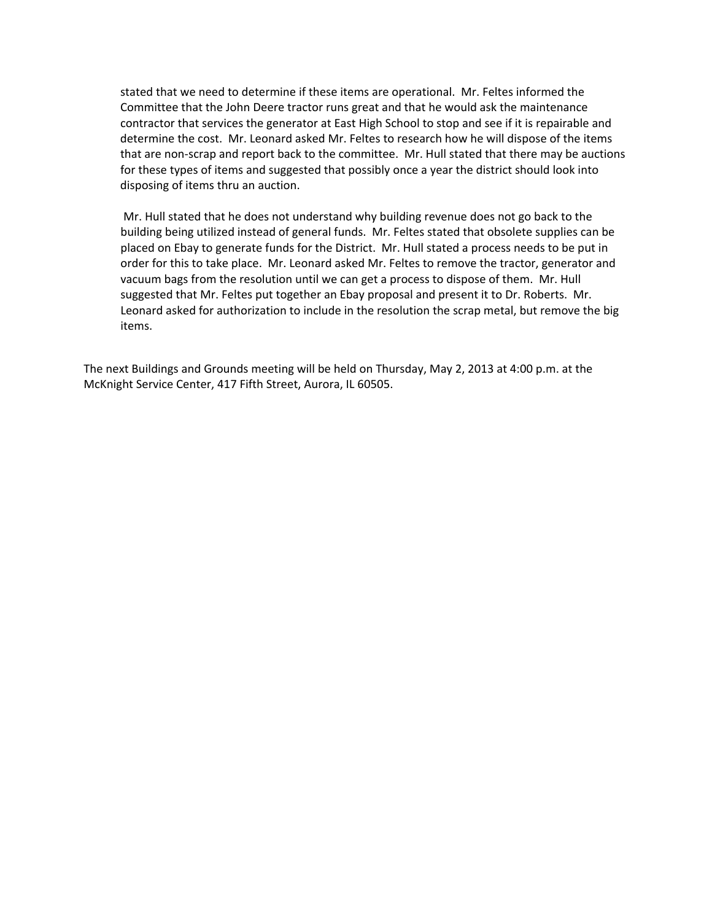stated that we need to determine if these items are operational. Mr. Feltes informed the Committee that the John Deere tractor runs great and that he would ask the maintenance contractor that services the generator at East High School to stop and see if it is repairable and determine the cost. Mr. Leonard asked Mr. Feltes to research how he will dispose of the items that are non-scrap and report back to the committee. Mr. Hull stated that there may be auctions for these types of items and suggested that possibly once a year the district should look into disposing of items thru an auction.

Mr. Hull stated that he does not understand why building revenue does not go back to the building being utilized instead of general funds. Mr. Feltes stated that obsolete supplies can be placed on Ebay to generate funds for the District. Mr. Hull stated a process needs to be put in order for this to take place. Mr. Leonard asked Mr. Feltes to remove the tractor, generator and vacuum bags from the resolution until we can get a process to dispose of them. Mr. Hull suggested that Mr. Feltes put together an Ebay proposal and present it to Dr. Roberts. Mr. Leonard asked for authorization to include in the resolution the scrap metal, but remove the big items.

The next Buildings and Grounds meeting will be held on Thursday, May 2, 2013 at 4:00 p.m. at the McKnight Service Center, 417 Fifth Street, Aurora, IL 60505.